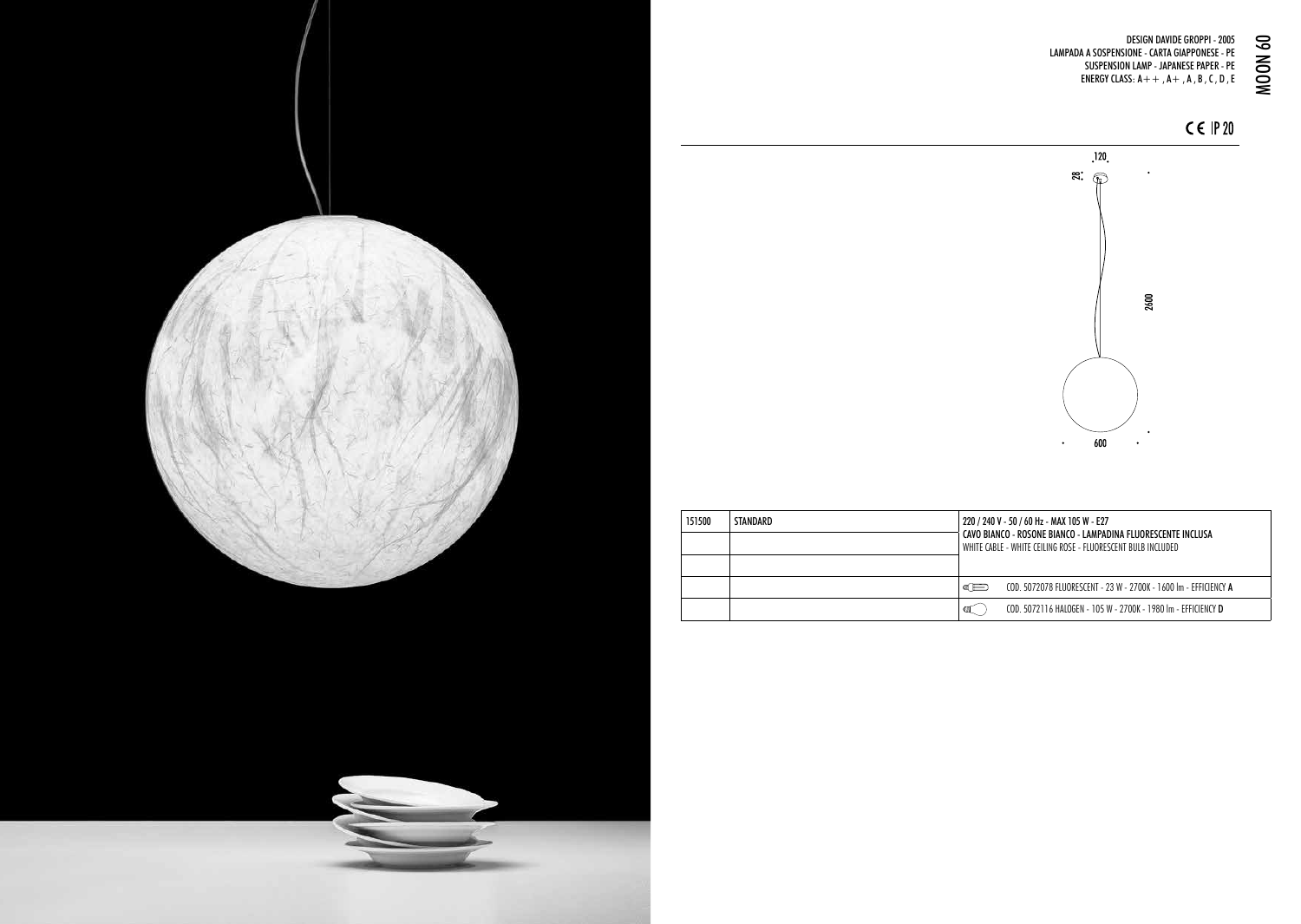# MOON 60

DESIGN DAVIDE GROPPI - 2005
LAMPADA A SOSPENSIONE - CARTA GIAPPONESE - PE
SUSPENSION LAMP - JAPANESE PAPER - PE
ENERGY CLASS: A++ , A+ , A , B , C , D , E

CE IP 20

120
28
2600
600

| 151500 | STANDARD | 220 / 240 V - 50 / 60 Hz - MAX 105 W - E27<br>**CAVO BIANCO - ROSONE BIANCO - LAMPADINA FLUORESCENTE INCLUSA**<br>WHITE CABLE - WHITE CEILING ROSE - FLUORESCENT BULB INCLUDED |
|---|---|---|
| | | |
| | | |
| | | COD. 5072078 FLUORESCENT - 23 W - 2700K - 1600 lm - EFFICIENCY **A** |
| | | COD. 5072116 HALOGEN - 105 W - 2700K - 1980 lm - EFFICIENCY **D** |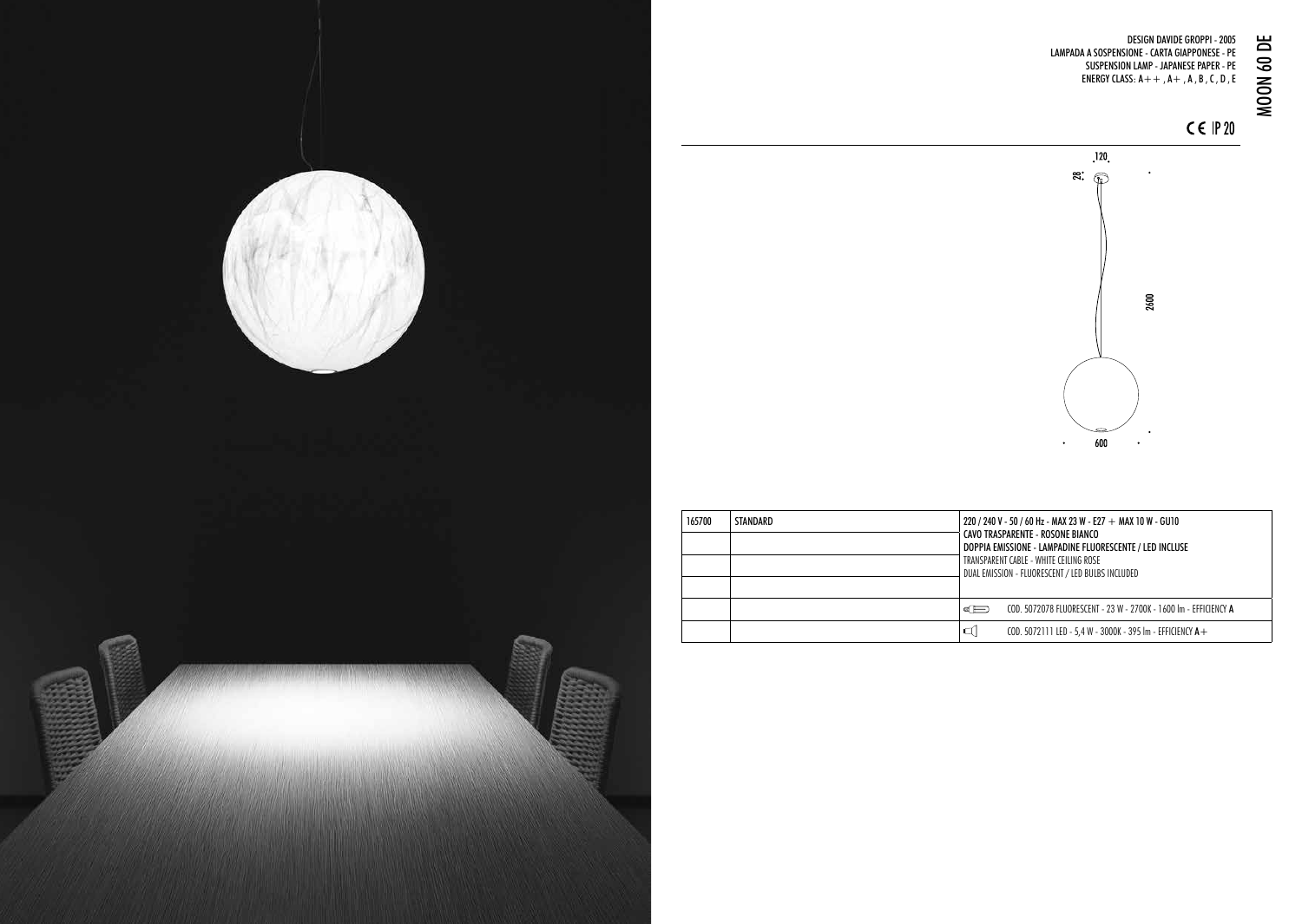# MOON 60 DE

DESIGN DAVIDE GROPPI - 2005
LAMPADA A SOSPENSIONE - CARTA GIAPPONESE - PE
SUSPENSION LAMP - JAPANESE PAPER - PE
ENERGY CLASS: A++ , A+ , A , B , C , D , E

CE IP 20

120
28
2600
600

| 165700 | STANDARD | 220 / 240 V - 50 / 60 Hz - MAX 23 W - E27 + MAX 10 W - GU10<br>CAVO TRASPARENTE - ROSONE BIANCO<br>DOPPIA EMISSIONE - LAMPADINE FLUORESCENTE / LED INCLUSE<br>TRANSPARENT CABLE - WHITE CEILING ROSE<br>DUAL EMISSION - FLUORESCENT / LED BULBS INCLUDED |
|---|---|---|
| | | COD. 5072078 FLUORESCENT - 23 W - 2700K - 1600 lm - EFFICIENCY **A** |
| | | COD. 5072111 LED - 5,4 W - 3000K - 395 lm - EFFICIENCY **A+** |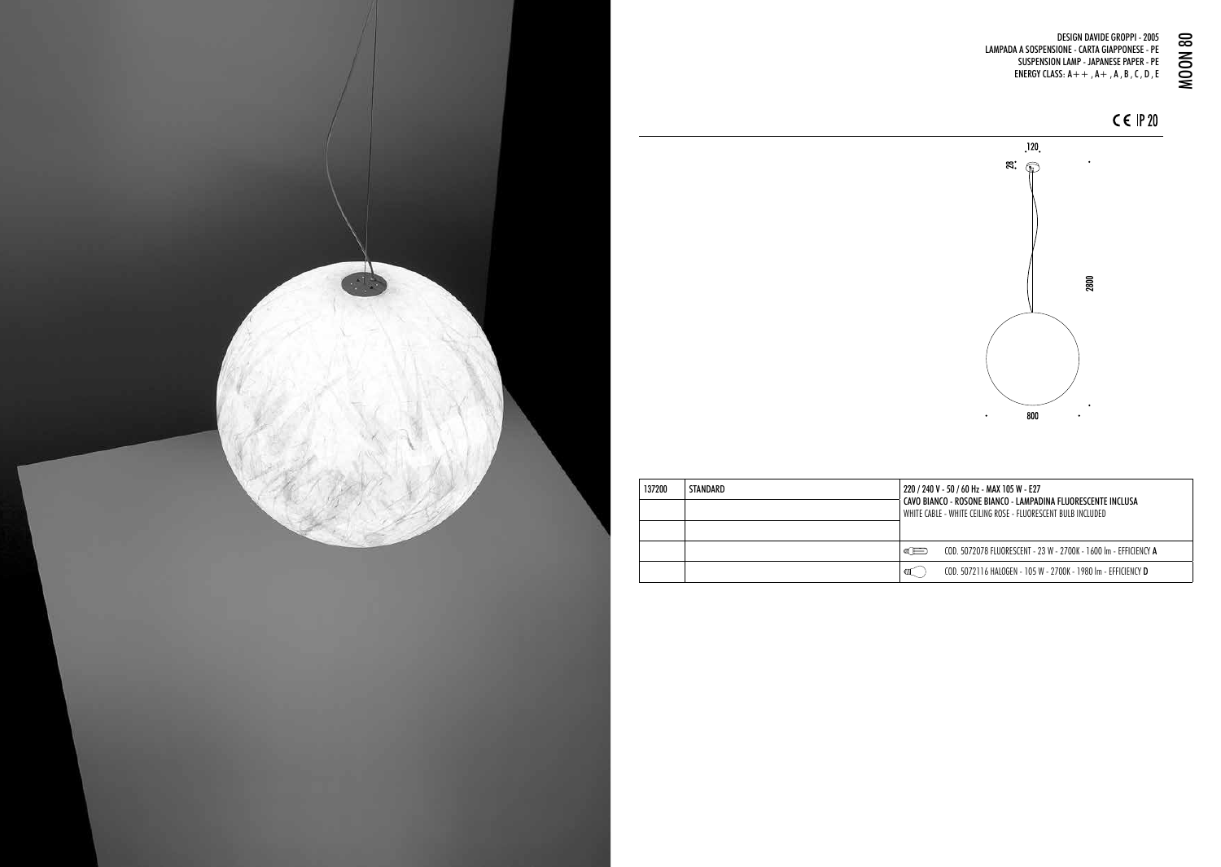# MOON 80

DESIGN DAVIDE GROPPI - 2005
LAMPADA A SOSPENSIONE - CARTA GIAPPONESE - PE
SUSPENSION LAMP - JAPANESE PAPER - PE
ENERGY CLASS: A++ , A+ , A , B , C , D , E

CE IP 20

120
28
2800
800

| 137200 | STANDARD | 220 / 240 V - 50 / 60 Hz - MAX 105 W - E27<br>CAVO BIANCO - ROSONE BIANCO - LAMPADINA FLUORESCENTE INCLUSA<br>WHITE CABLE - WHITE CEILING ROSE - FLUORESCENT BULB INCLUDED |
|---|---|---|
| | | |
| | | |
| | | COD. 5072078 FLUORESCENT - 23 W - 2700K - 1600 lm - EFFICIENCY **A** |
| | | COD. 5072116 HALOGEN - 105 W - 2700K - 1980 lm - EFFICIENCY **D** |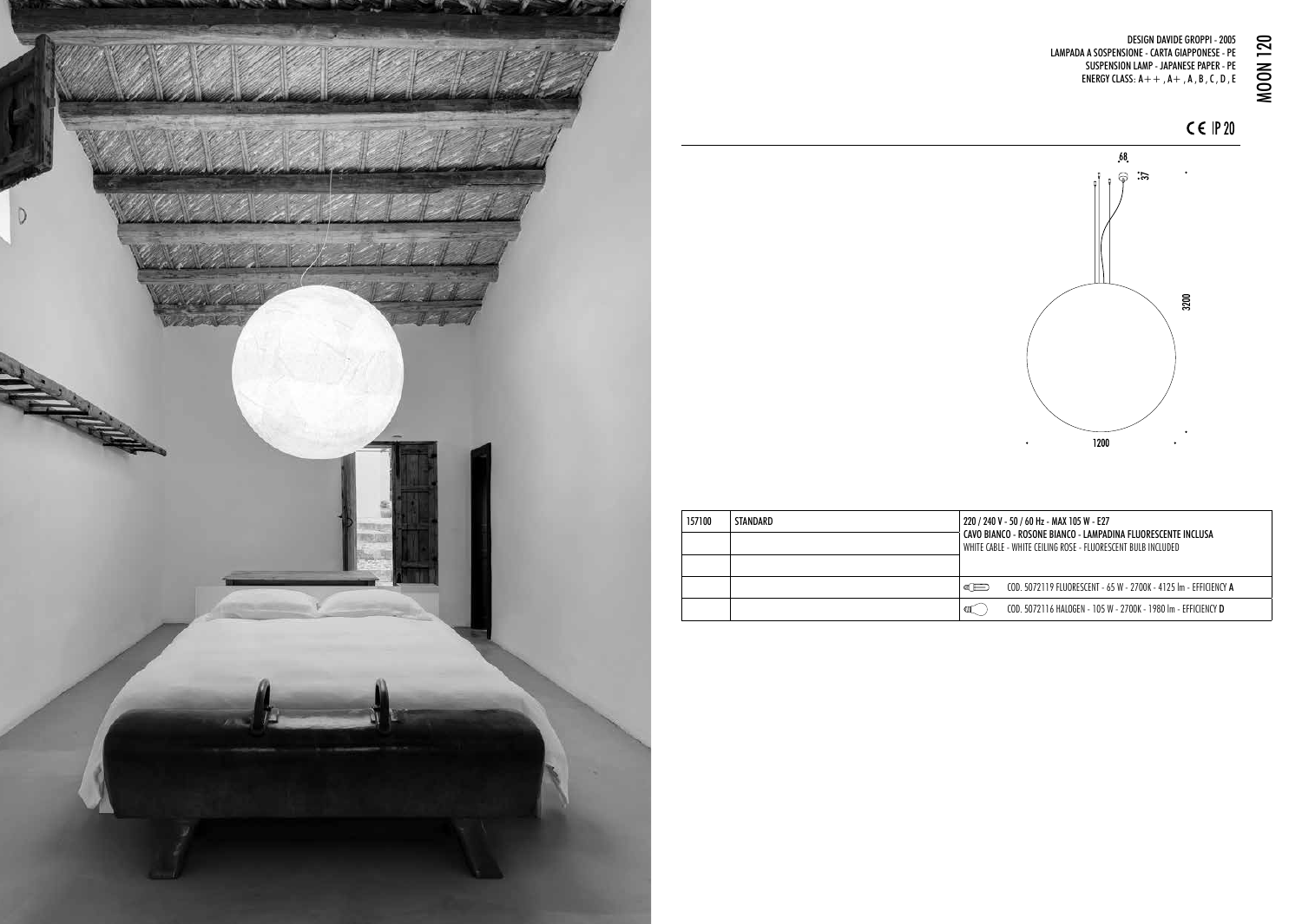# MOON 120

DESIGN DAVIDE GROPPI - 2005
LAMPADA A SOSPENSIONE - CARTA GIAPPONESE - PE
SUSPENSION LAMP - JAPANESE PAPER - PE
ENERGY CLASS: A++ , A+ , A , B , C , D , E

CE IP 20

68
37
3200
1200

| | | |
|---|---|---|
| 157100 | STANDARD | 220 / 240 V - 50 / 60 Hz - MAX 105 W - E27<br>CAVO BIANCO - ROSONE BIANCO - LAMPADINA FLUORESCENTE INCLUSA<br>WHITE CABLE - WHITE CEILING ROSE - FLUORESCENT BULB INCLUDED |
| | | |
| | | |
| | | COD. 5072119 FLUORESCENT - 65 W - 2700K - 4125 lm - EFFICIENCY **A** |
| | | COD. 5072116 HALOGEN - 105 W - 2700K - 1980 lm - EFFICIENCY **D** |